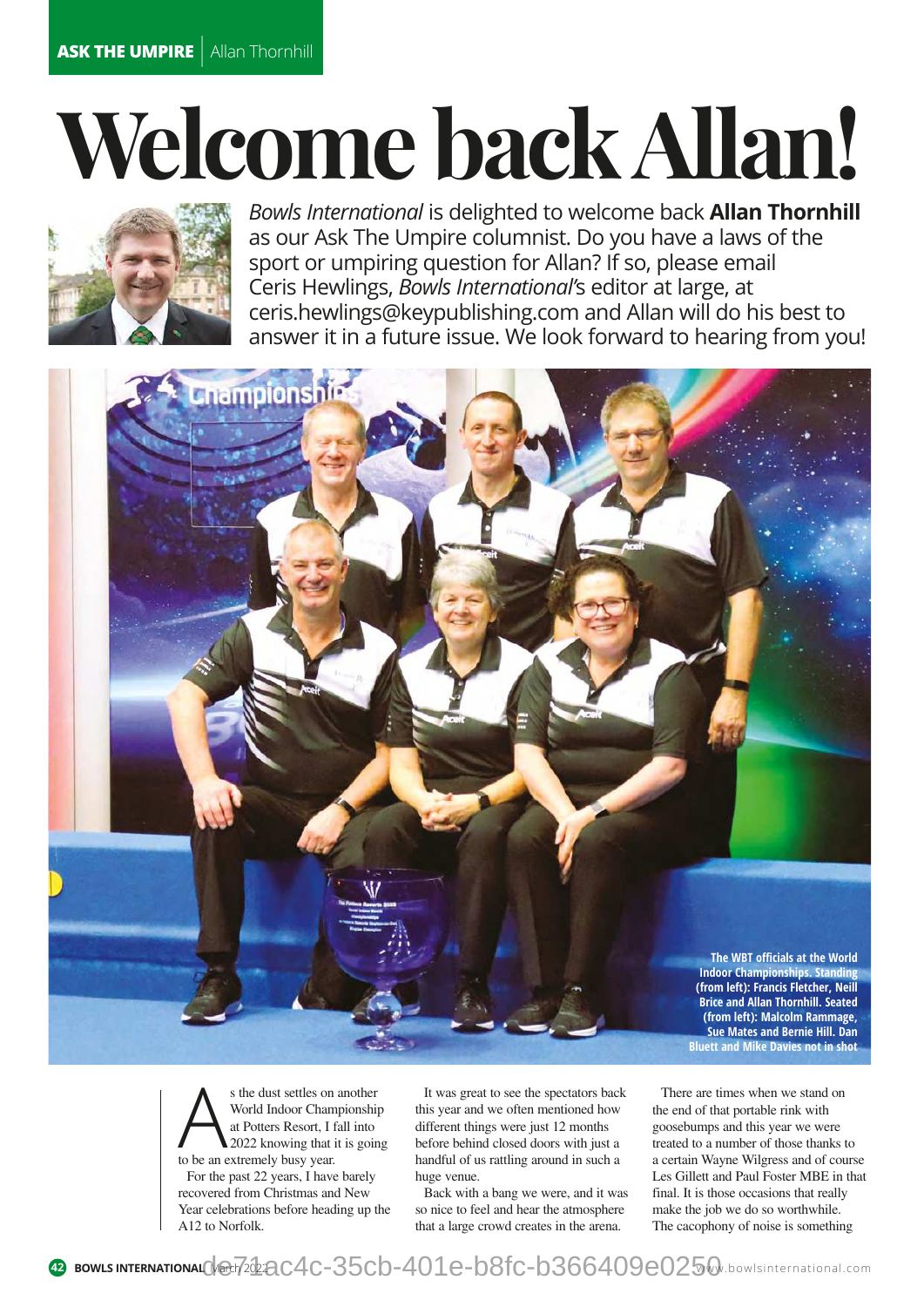ASK THE UMPIRE | Allan Thornhill

# Welcome back Allan!

*Bowls International* is delighted to welcome back **Allan Thornhill** as our Ask The Umpire columnist. Do you have a laws of the sport or umpiring question for Allan? If so, please email Ceris Hewlings, *Bowls International*'s editor at large, at ceris.hewlings@keypublishing.com and Allan will do his best to answer it in a future issue. We look forward to hearing from you!

**The WBT officials at the World Indoor Championships. Standing (from left): Francis Fletcher, Neill Brice and Allan Thornhill. Seated (from left): Malcolm Rammage, Sue Mates and Bernie Hill. Dan Bluett and Mike Davies not in shot**

As the dust settles on another World Indoor Championship at Potters Resort, I fall into 2022 knowing that it is going to be an extremely busy year.

For the past 22 years, I have barely recovered from Christmas and New Year celebrations before heading up the A12 to Norfolk.

It was great to see the spectators back this year and we often mentioned how different things were just 12 months before behind closed doors with just a handful of us rattling around in such a huge venue.

Back with a bang we were, and it was so nice to feel and hear the atmosphere that a large crowd creates in the arena.

There are times when we stand on the end of that portable rink with goosebumps and this year we were treated to a number of those thanks to a certain Wayne Wilgress and of course Les Gillett and Paul Foster MBE in that final. It is those occasions that really make the job we do so worthwhile. The cacophony of noise is something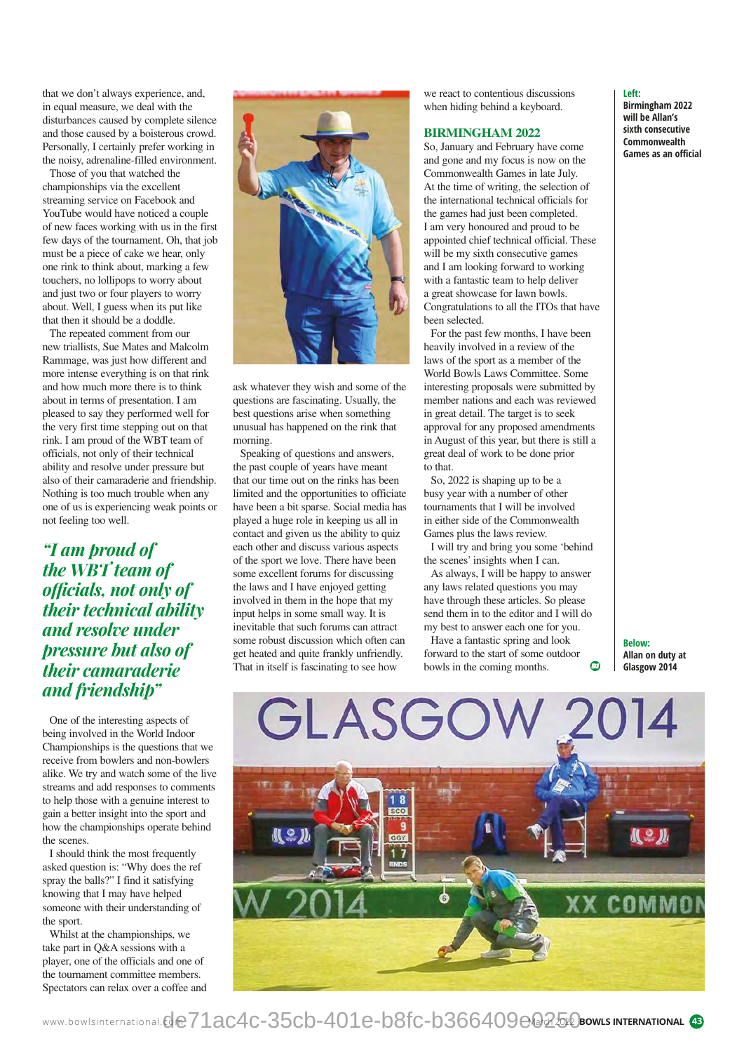that we don't always experience, and, in equal measure, we deal with the disturbances caused by complete silence and those caused by a boisterous crowd. Personally, I certainly prefer working in the noisy, adrenaline-filled environment.

Those of you that watched the championships via the excellent streaming service on Facebook and YouTube would have noticed a couple of new faces working with us in the first few days of the tournament. Oh, that job must be a piece of cake we hear, only one rink to think about, marking a few touchers, no lollipops to worry about and just two or four players to worry about. Well, I guess when its put like that then it should be a doddle.

The repeated comment from our new triallists, Sue Mates and Malcolm Rammage, was just how different and more intense everything is on that rink and how much more there is to think about in terms of presentation. I am pleased to say they performed well for the very first time stepping out on that rink. I am proud of the WBT team of officials, not only of their technical ability and resolve under pressure but also of their camaraderie and friendship. Nothing is too much trouble when any one of us is experiencing weak points or not feeling too well.

*"I am proud of the WBT team of officials, not only of their technical ability and resolve under pressure but also of their camaraderie and friendship"*

One of the interesting aspects of being involved in the World Indoor Championships is the questions that we receive from bowlers and non-bowlers alike. We try and watch some of the live streams and add responses to comments to help those with a genuine interest to gain a better insight into the sport and how the championships operate behind the scenes.

I should think the most frequently asked question is: "Why does the ref spray the balls?" I find it satisfying knowing that I may have helped someone with their understanding of the sport.

Whilst at the championships, we take part in Q&A sessions with a player, one of the officials and one of the tournament committee members. Spectators can relax over a coffee and ask whatever they wish and some of the questions are fascinating. Usually, the best questions arise when something unusual has happened on the rink that morning.

Speaking of questions and answers, the past couple of years have meant that our time out on the rinks has been limited and the opportunities to officiate have been a bit sparse. Social media has played a huge role in keeping us all in contact and given us the ability to quiz each other and discuss various aspects of the sport we love. There have been some excellent forums for discussing the laws and I have enjoyed getting involved in them in the hope that my input helps in some small way. It is inevitable that such forums can attract some robust discussion which often can get heated and quite frankly unfriendly. That in itself is fascinating to see how we react to contentious discussions when hiding behind a keyboard.

## BIRMINGHAM 2022

So, January and February have come and gone and my focus is now on the Commonwealth Games in late July. At the time of writing, the selection of the international technical officials for the games had just been completed. I am very honoured and proud to be appointed chief technical official. These will be my sixth consecutive games and I am looking forward to working with a fantastic team to help deliver a great showcase for lawn bowls. Congratulations to all the ITOs that have been selected.

For the past few months, I have been heavily involved in a review of the laws of the sport as a member of the World Bowls Laws Committee. Some interesting proposals were submitted by member nations and each was reviewed in great detail. The target is to seek approval for any proposed amendments in August of this year, but there is still a great deal of work to be done prior to that.

So, 2022 is shaping up to be a busy year with a number of other tournaments that I will be involved in either side of the Commonwealth Games plus the laws review.

I will try and bring you some 'behind the scenes' insights when I can.

As always, I will be happy to answer any laws related questions you may have through these articles. So please send them in to the editor and I will do my best to answer each one for you.

Have a fantastic spring and look forward to the start of some outdoor bowls in the coming months.

**Left:** **Birmingham 2022 will be Allan's sixth consecutive Commonwealth Games as an official**

**Below:** **Allan on duty at Glasgow 2014**